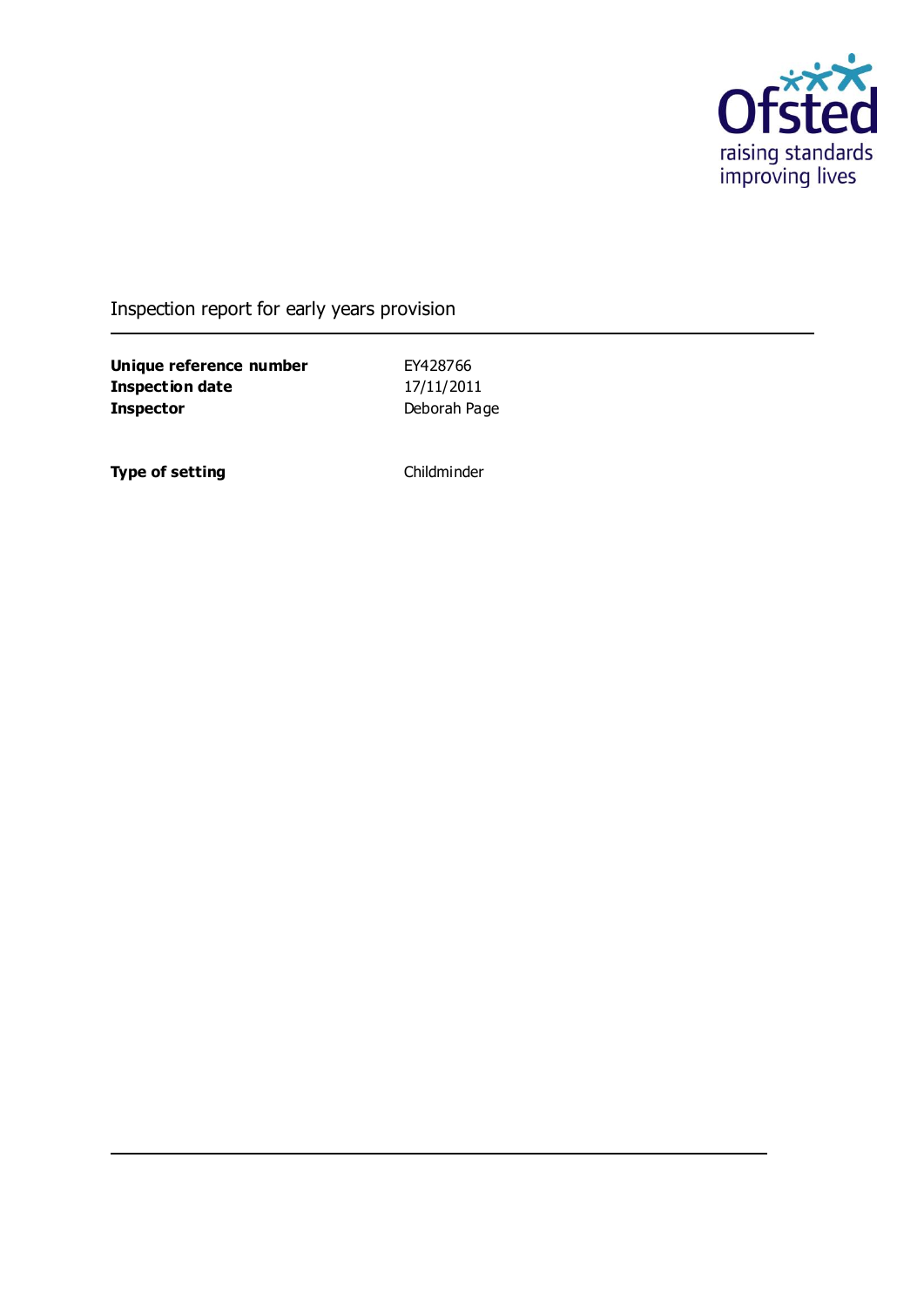Inspection report for early years provision

| | |
|---|---|
| **Unique reference number** | EY428766 |
| **Inspection date** | 17/11/2011 |
| **Inspector** | Deborah Page |

| | |
|---|---|
| **Type of setting** | Childminder |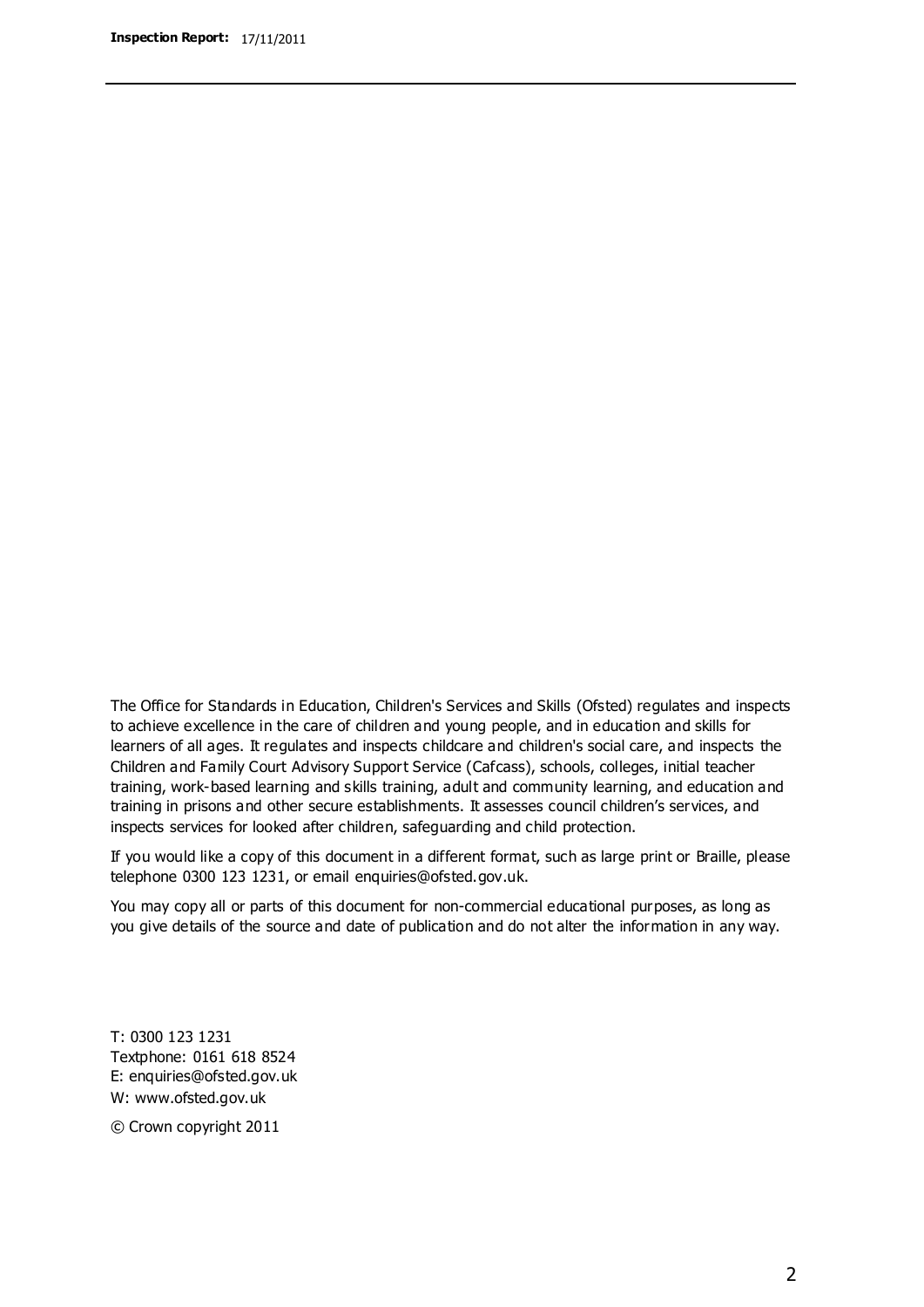The Office for Standards in Education, Children's Services and Skills (Ofsted) regulates and inspects to achieve excellence in the care of children and young people, and in education and skills for learners of all ages. It regulates and inspects childcare and children's social care, and inspects the Children and Family Court Advisory Support Service (Cafcass), schools, colleges, initial teacher training, work-based learning and skills training, adult and community learning, and education and training in prisons and other secure establishments. It assesses council children's services, and inspects services for looked after children, safeguarding and child protection.

If you would like a copy of this document in a different format, such as large print or Braille, please telephone 0300 123 1231, or email enquiries@ofsted.gov.uk.

You may copy all or parts of this document for non-commercial educational purposes, as long as you give details of the source and date of publication and do not alter the information in any way.

T: 0300 123 1231
Textphone: 0161 618 8524
E: enquiries@ofsted.gov.uk
W: www.ofsted.gov.uk

© Crown copyright 2011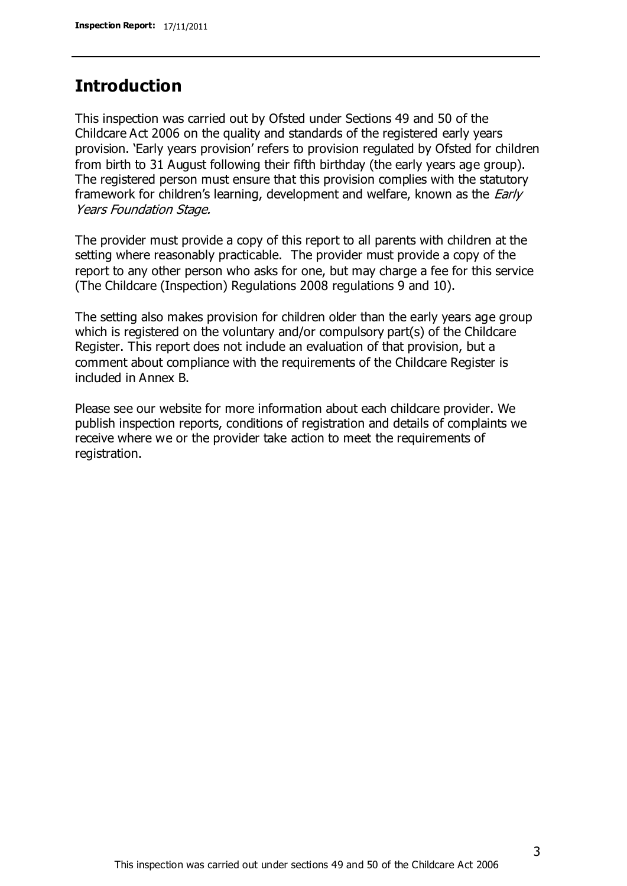## Introduction

This inspection was carried out by Ofsted under Sections 49 and 50 of the Childcare Act 2006 on the quality and standards of the registered early years provision. 'Early years provision' refers to provision regulated by Ofsted for children from birth to 31 August following their fifth birthday (the early years age group). The registered person must ensure that this provision complies with the statutory framework for children's learning, development and welfare, known as the *Early Years Foundation Stage*.

The provider must provide a copy of this report to all parents with children at the setting where reasonably practicable. The provider must provide a copy of the report to any other person who asks for one, but may charge a fee for this service (The Childcare (Inspection) Regulations 2008 regulations 9 and 10).

The setting also makes provision for children older than the early years age group which is registered on the voluntary and/or compulsory part(s) of the Childcare Register. This report does not include an evaluation of that provision, but a comment about compliance with the requirements of the Childcare Register is included in Annex B.

Please see our website for more information about each childcare provider. We publish inspection reports, conditions of registration and details of complaints we receive where we or the provider take action to meet the requirements of registration.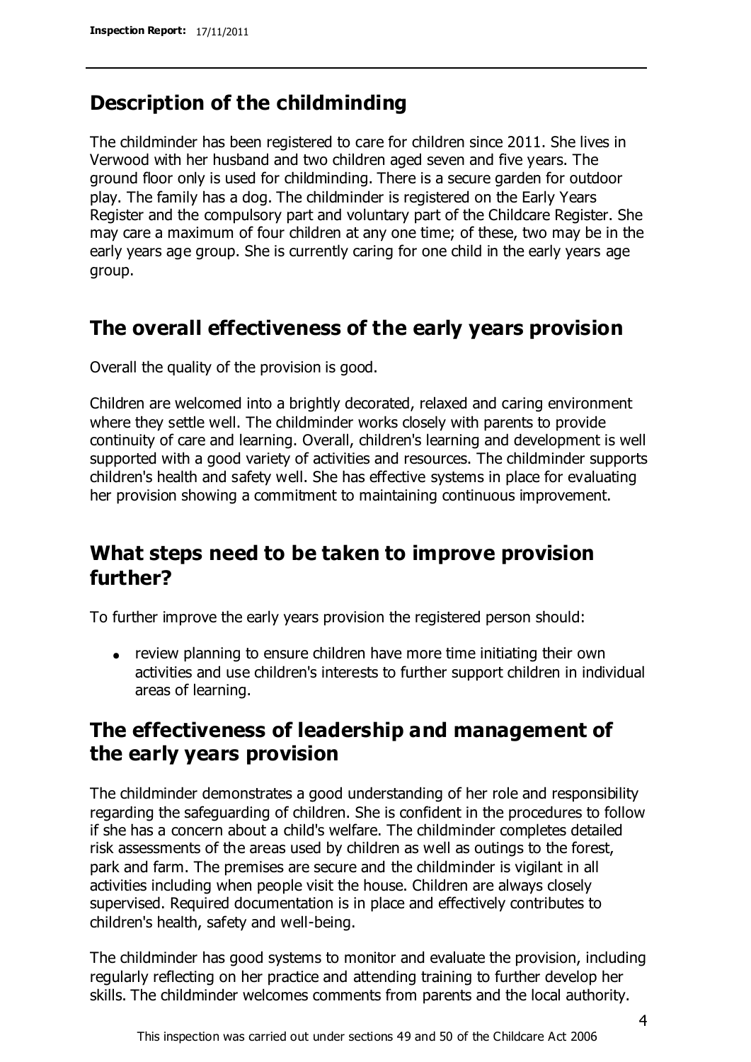## Description of the childminding

The childminder has been registered to care for children since 2011. She lives in Verwood with her husband and two children aged seven and five years. The ground floor only is used for childminding. There is a secure garden for outdoor play. The family has a dog. The childminder is registered on the Early Years Register and the compulsory part and voluntary part of the Childcare Register. She may care a maximum of four children at any one time; of these, two may be in the early years age group. She is currently caring for one child in the early years age group.

## The overall effectiveness of the early years provision

Overall the quality of the provision is good.

Children are welcomed into a brightly decorated, relaxed and caring environment where they settle well. The childminder works closely with parents to provide continuity of care and learning. Overall, children's learning and development is well supported with a good variety of activities and resources. The childminder supports children's health and safety well. She has effective systems in place for evaluating her provision showing a commitment to maintaining continuous improvement.

## What steps need to be taken to improve provision further?

To further improve the early years provision the registered person should:

- review planning to ensure children have more time initiating their own activities and use children's interests to further support children in individual areas of learning.

## The effectiveness of leadership and management of the early years provision

The childminder demonstrates a good understanding of her role and responsibility regarding the safeguarding of children. She is confident in the procedures to follow if she has a concern about a child's welfare. The childminder completes detailed risk assessments of the areas used by children as well as outings to the forest, park and farm. The premises are secure and the childminder is vigilant in all activities including when people visit the house. Children are always closely supervised. Required documentation is in place and effectively contributes to children's health, safety and well-being.

The childminder has good systems to monitor and evaluate the provision, including regularly reflecting on her practice and attending training to further develop her skills. The childminder welcomes comments from parents and the local authority.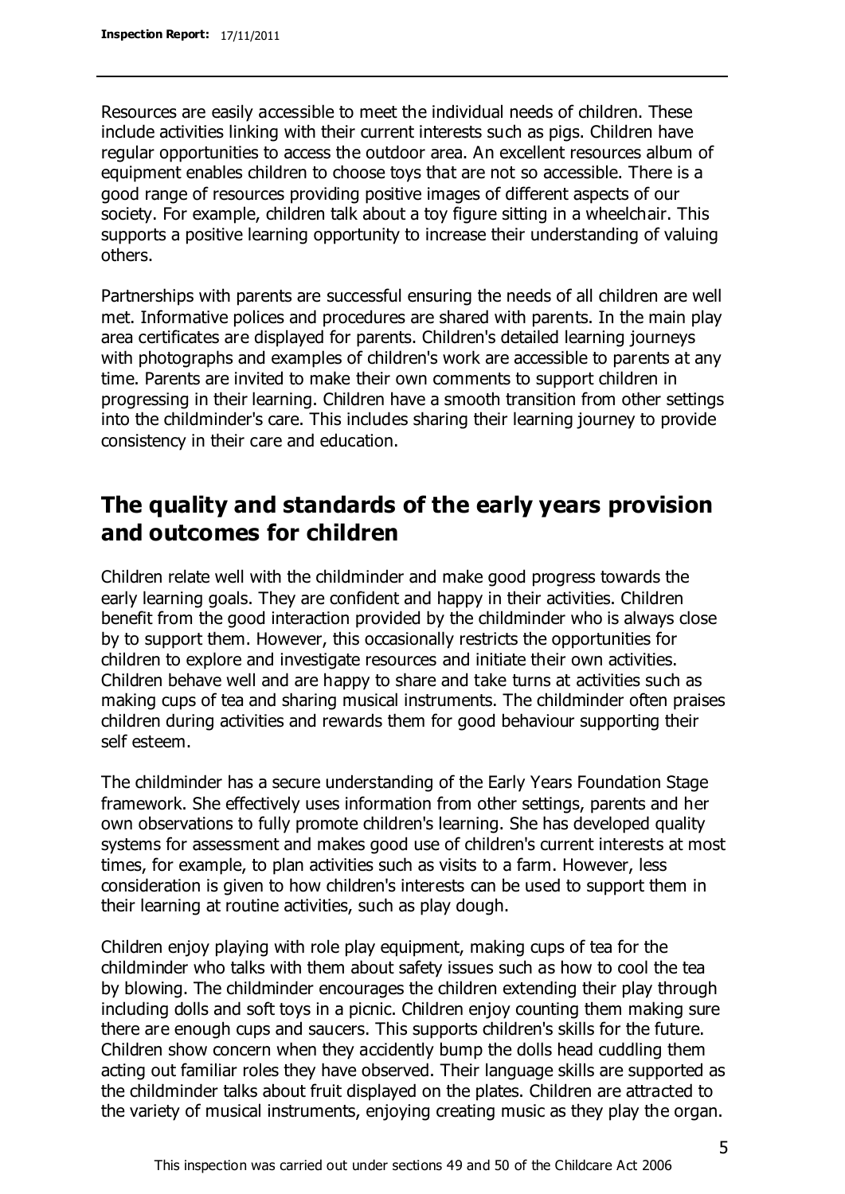Resources are easily accessible to meet the individual needs of children. These include activities linking with their current interests such as pigs. Children have regular opportunities to access the outdoor area. An excellent resources album of equipment enables children to choose toys that are not so accessible. There is a good range of resources providing positive images of different aspects of our society. For example, children talk about a toy figure sitting in a wheelchair. This supports a positive learning opportunity to increase their understanding of valuing others.

Partnerships with parents are successful ensuring the needs of all children are well met. Informative polices and procedures are shared with parents. In the main play area certificates are displayed for parents. Children's detailed learning journeys with photographs and examples of children's work are accessible to parents at any time. Parents are invited to make their own comments to support children in progressing in their learning. Children have a smooth transition from other settings into the childminder's care. This includes sharing their learning journey to provide consistency in their care and education.

## The quality and standards of the early years provision and outcomes for children

Children relate well with the childminder and make good progress towards the early learning goals. They are confident and happy in their activities. Children benefit from the good interaction provided by the childminder who is always close by to support them. However, this occasionally restricts the opportunities for children to explore and investigate resources and initiate their own activities. Children behave well and are happy to share and take turns at activities such as making cups of tea and sharing musical instruments. The childminder often praises children during activities and rewards them for good behaviour supporting their self esteem.

The childminder has a secure understanding of the Early Years Foundation Stage framework. She effectively uses information from other settings, parents and her own observations to fully promote children's learning. She has developed quality systems for assessment and makes good use of children's current interests at most times, for example, to plan activities such as visits to a farm. However, less consideration is given to how children's interests can be used to support them in their learning at routine activities, such as play dough.

Children enjoy playing with role play equipment, making cups of tea for the childminder who talks with them about safety issues such as how to cool the tea by blowing. The childminder encourages the children extending their play through including dolls and soft toys in a picnic. Children enjoy counting them making sure there are enough cups and saucers. This supports children's skills for the future. Children show concern when they accidently bump the dolls head cuddling them acting out familiar roles they have observed. Their language skills are supported as the childminder talks about fruit displayed on the plates. Children are attracted to the variety of musical instruments, enjoying creating music as they play the organ.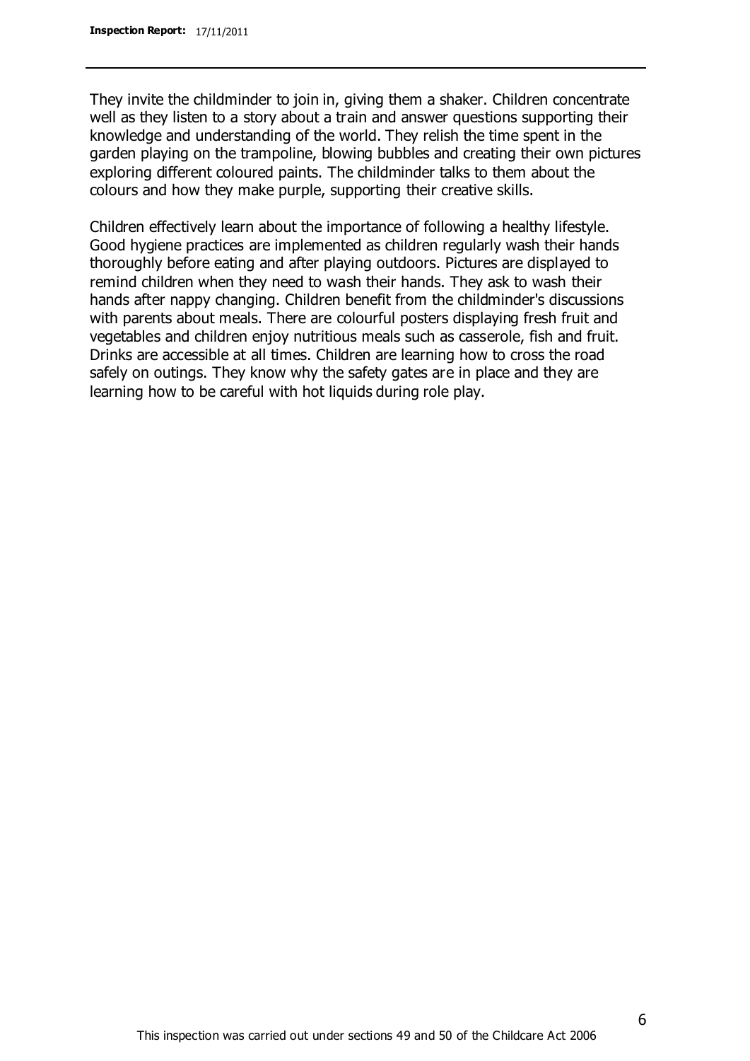They invite the childminder to join in, giving them a shaker. Children concentrate well as they listen to a story about a train and answer questions supporting their knowledge and understanding of the world. They relish the time spent in the garden playing on the trampoline, blowing bubbles and creating their own pictures exploring different coloured paints. The childminder talks to them about the colours and how they make purple, supporting their creative skills.

Children effectively learn about the importance of following a healthy lifestyle. Good hygiene practices are implemented as children regularly wash their hands thoroughly before eating and after playing outdoors. Pictures are displayed to remind children when they need to wash their hands. They ask to wash their hands after nappy changing. Children benefit from the childminder's discussions with parents about meals. There are colourful posters displaying fresh fruit and vegetables and children enjoy nutritious meals such as casserole, fish and fruit. Drinks are accessible at all times. Children are learning how to cross the road safely on outings. They know why the safety gates are in place and they are learning how to be careful with hot liquids during role play.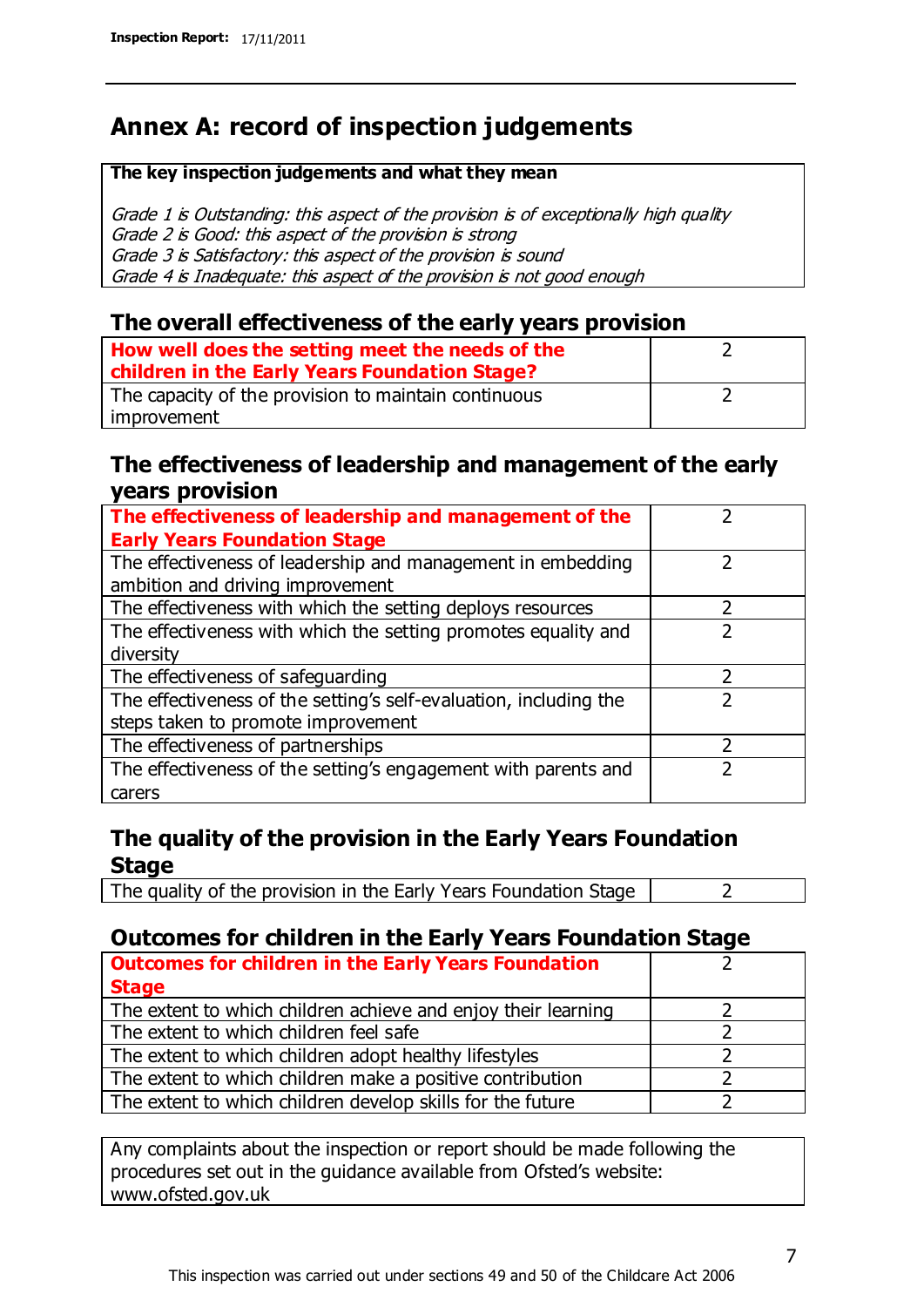# Annex A: record of inspection judgements

**The key inspection judgements and what they mean**

*Grade 1 is Outstanding: this aspect of the provision is of exceptionally high quality*
*Grade 2 is Good: this aspect of the provision is strong*
*Grade 3 is Satisfactory: this aspect of the provision is sound*
*Grade 4 is Inadequate: this aspect of the provision is not good enough*

## The overall effectiveness of the early years provision

| How well does the setting meet the needs of the children in the Early Years Foundation Stage? | 2 |
|---|---|
| The capacity of the provision to maintain continuous improvement | 2 |

## The effectiveness of leadership and management of the early years provision

| The effectiveness of leadership and management of the Early Years Foundation Stage | 2 |
|---|---|
| The effectiveness of leadership and management in embedding ambition and driving improvement | 2 |
| The effectiveness with which the setting deploys resources | 2 |
| The effectiveness with which the setting promotes equality and diversity | 2 |
| The effectiveness of safeguarding | 2 |
| The effectiveness of the setting's self-evaluation, including the steps taken to promote improvement | 2 |
| The effectiveness of partnerships | 2 |
| The effectiveness of the setting's engagement with parents and carers | 2 |

## The quality of the provision in the Early Years Foundation Stage

| The quality of the provision in the Early Years Foundation Stage | 2 |
|---|---|

## Outcomes for children in the Early Years Foundation Stage

| Outcomes for children in the Early Years Foundation Stage | 2 |
|---|---|
| The extent to which children achieve and enjoy their learning | 2 |
| The extent to which children feel safe | 2 |
| The extent to which children adopt healthy lifestyles | 2 |
| The extent to which children make a positive contribution | 2 |
| The extent to which children develop skills for the future | 2 |

Any complaints about the inspection or report should be made following the procedures set out in the guidance available from Ofsted's website: www.ofsted.gov.uk

This inspection was carried out under sections 49 and 50 of the Childcare Act 2006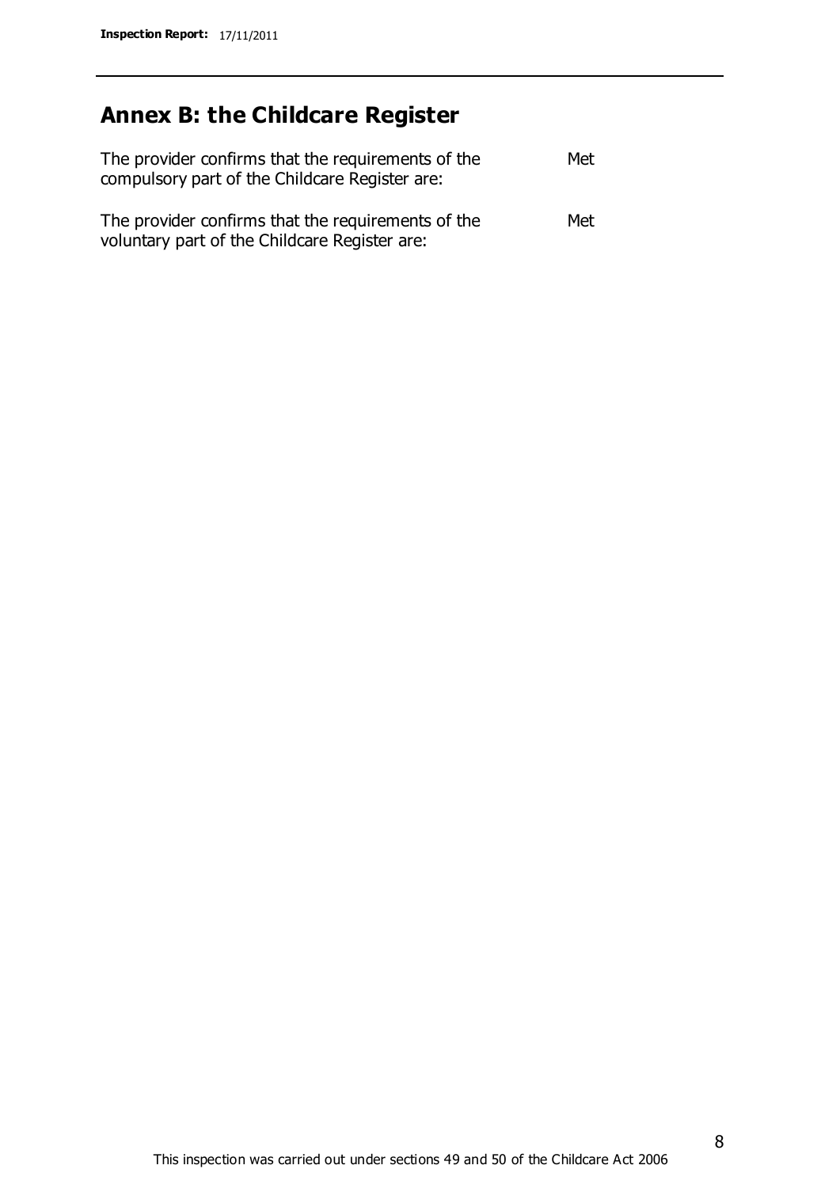## Annex B: the Childcare Register

| | |
|---|---|
| The provider confirms that the requirements of the compulsory part of the Childcare Register are: | Met |
| The provider confirms that the requirements of the voluntary part of the Childcare Register are: | Met |